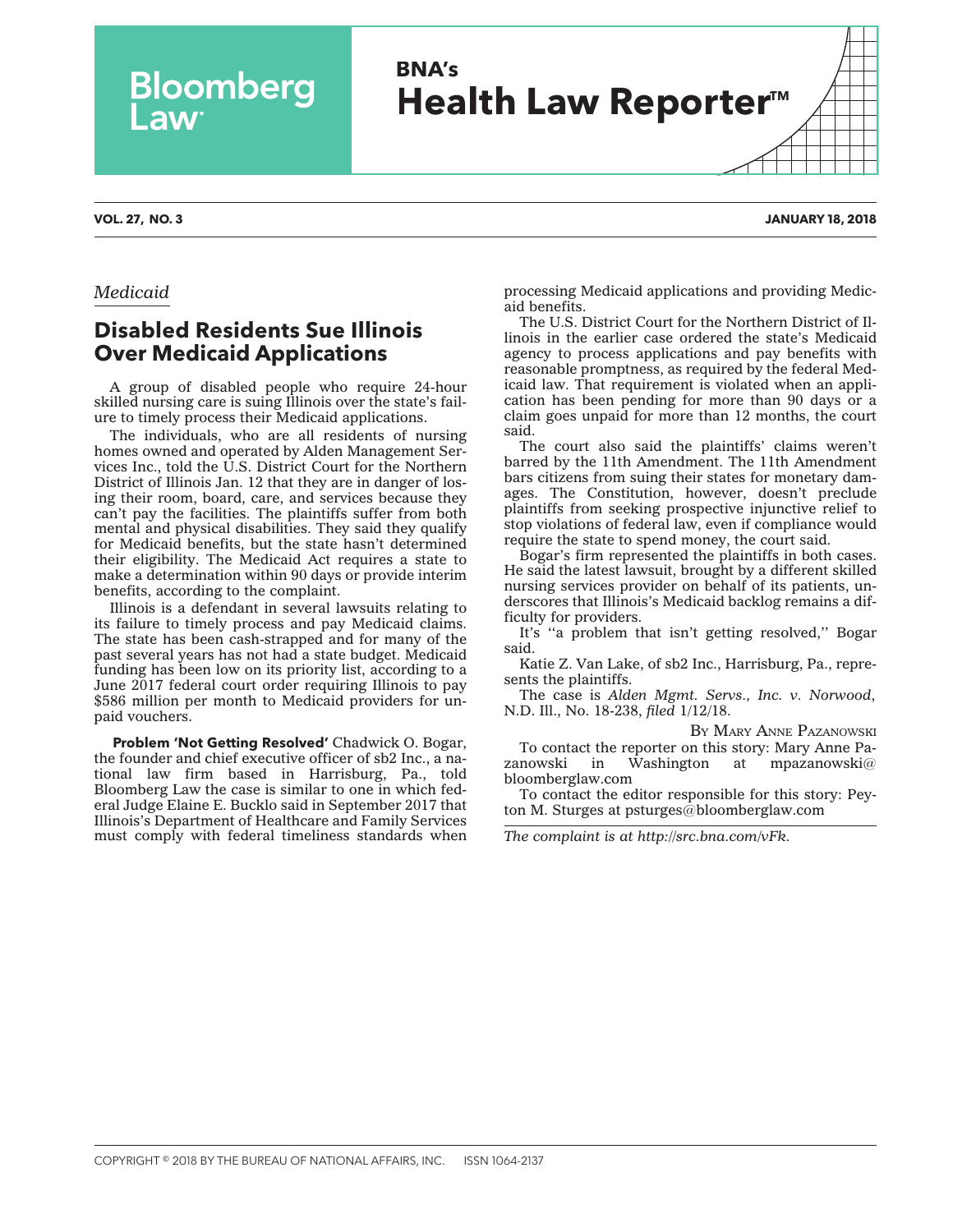*Medicaid*

# Disabled Residents Sue Illinois Over Medicaid Applications

A group of disabled people who require 24-hour skilled nursing care is suing Illinois over the state's failure to timely process their Medicaid applications.

The individuals, who are all residents of nursing homes owned and operated by Alden Management Services Inc., told the U.S. District Court for the Northern District of Illinois Jan. 12 that they are in danger of losing their room, board, care, and services because they can't pay the facilities. The plaintiffs suffer from both mental and physical disabilities. They said they qualify for Medicaid benefits, but the state hasn't determined their eligibility. The Medicaid Act requires a state to make a determination within 90 days or provide interim benefits, according to the complaint.

Illinois is a defendant in several lawsuits relating to its failure to timely process and pay Medicaid claims. The state has been cash-strapped and for many of the past several years has not had a state budget. Medicaid funding has been low on its priority list, according to a June 2017 federal court order requiring Illinois to pay $586 million per month to Medicaid providers for unpaid vouchers.

**Problem 'Not Getting Resolved'** Chadwick O. Bogar, the founder and chief executive officer of sb2 Inc., a national law firm based in Harrisburg, Pa., told Bloomberg Law the case is similar to one in which federal Judge Elaine E. Bucklo said in September 2017 that Illinois's Department of Healthcare and Family Services must comply with federal timeliness standards when processing Medicaid applications and providing Medicaid benefits.

The U.S. District Court for the Northern District of Illinois in the earlier case ordered the state's Medicaid agency to process applications and pay benefits with reasonable promptness, as required by the federal Medicaid law. That requirement is violated when an application has been pending for more than 90 days or a claim goes unpaid for more than 12 months, the court said.

The court also said the plaintiffs' claims weren't barred by the 11th Amendment. The 11th Amendment bars citizens from suing their states for monetary damages. The Constitution, however, doesn't preclude plaintiffs from seeking prospective injunctive relief to stop violations of federal law, even if compliance would require the state to spend money, the court said.

Bogar's firm represented the plaintiffs in both cases. He said the latest lawsuit, brought by a different skilled nursing services provider on behalf of its patients, underscores that Illinois's Medicaid backlog remains a difficulty for providers.

It's "a problem that isn't getting resolved," Bogar said.

Katie Z. Van Lake, of sb2 Inc., Harrisburg, Pa., represents the plaintiffs.

The case is *Alden Mgmt. Servs., Inc. v. Norwood*, N.D. Ill., No. 18-238, *filed* 1/12/18.

By Mary Anne Pazanowski

To contact the reporter on this story: Mary Anne Pazanowski in Washington at mpazanowski@bloomberglaw.com

To contact the editor responsible for this story: Peyton M. Sturges at psturges@bloomberglaw.com

*The complaint is at http://src.bna.com/vFk.*

COPYRIGHT © 2018 BY THE BUREAU OF NATIONAL AFFAIRS, INC. ISSN 1064-2137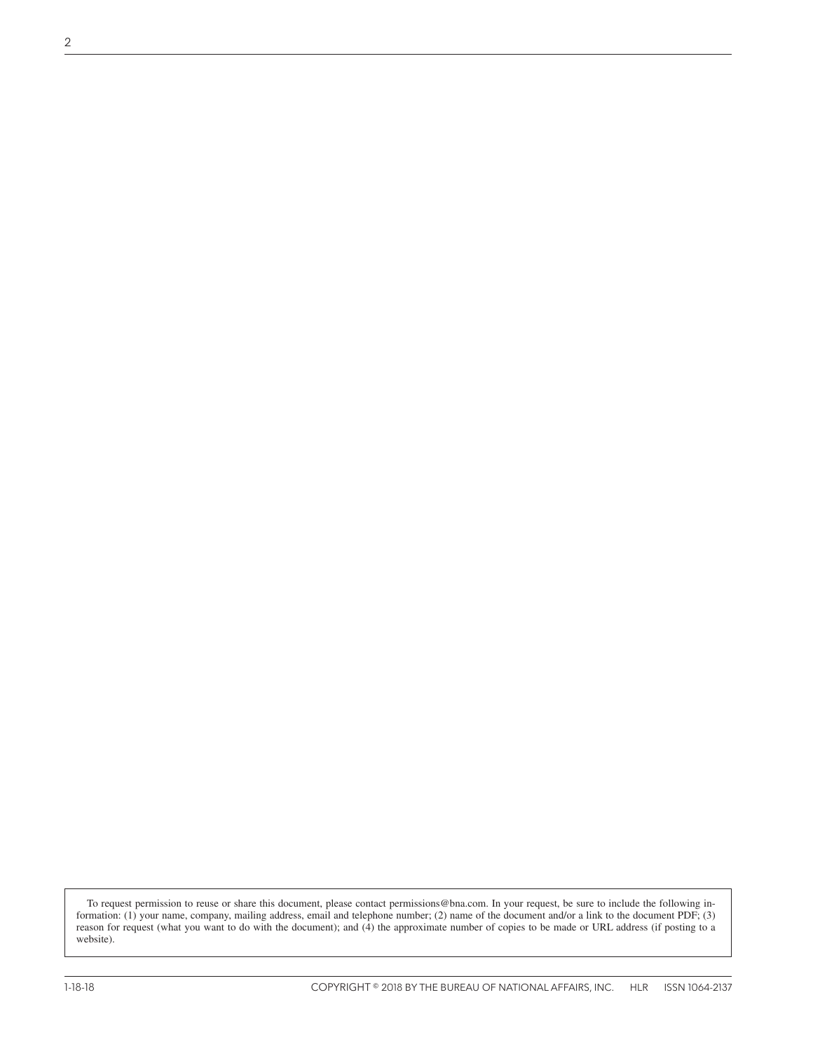To request permission to reuse or share this document, please contact permissions@bna.com. In your request, be sure to include the following information: (1) your name, company, mailing address, email and telephone number; (2) name of the document and/or a link to the document PDF; (3) reason for request (what you want to do with the document); and (4) the approximate number of copies to be made or URL address (if posting to a website).